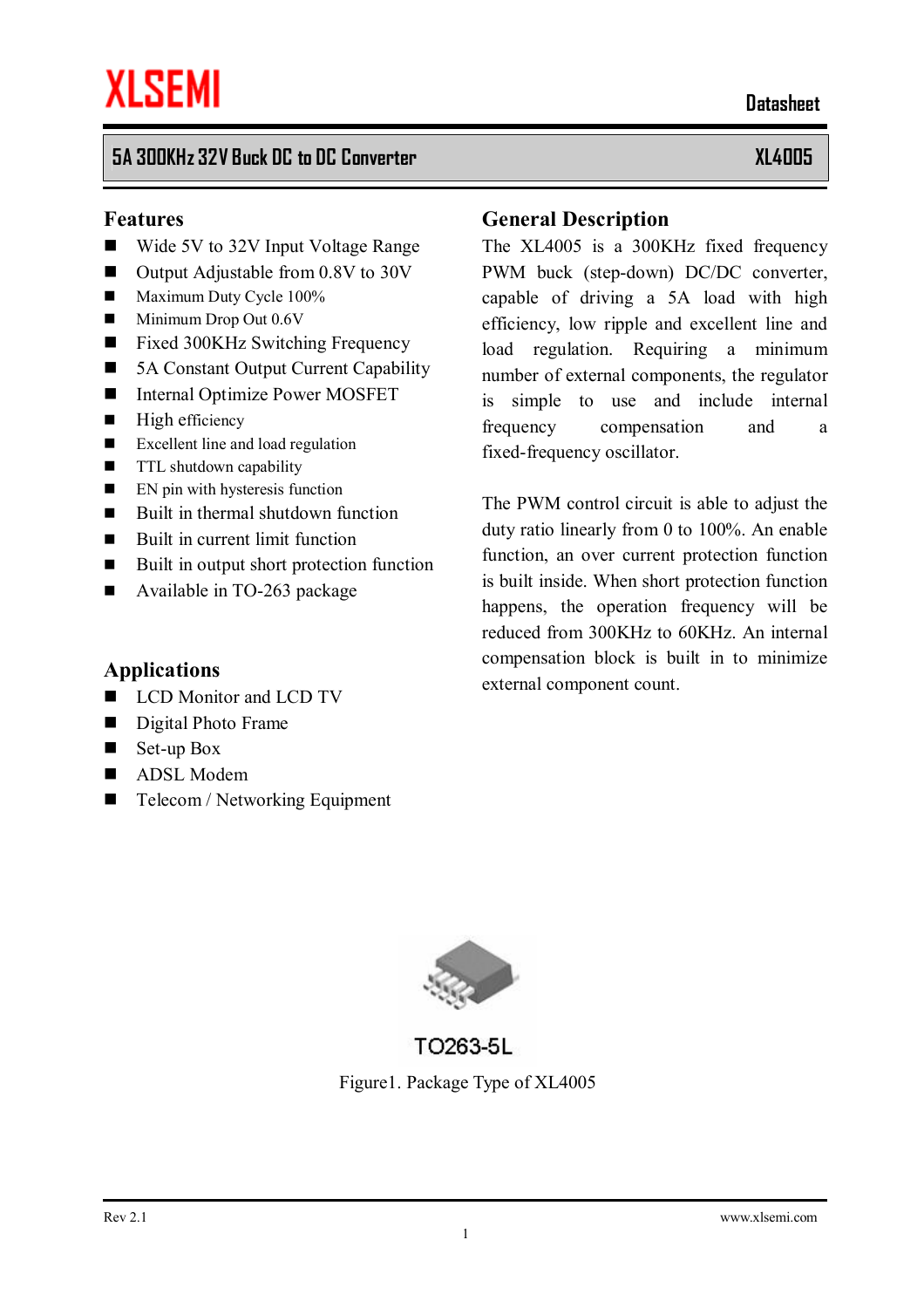**XLSEMI** Datasheet

# 5A 300KHz 32V Buck DC to DC Converter — XL4005

## Features

- Wide 5V to 32V Input Voltage Range
- Output Adjustable from 0.8V to 30V
- Maximum Duty Cycle 100%
- Minimum Drop Out 0.6V
- Fixed 300KHz Switching Frequency
- 5A Constant Output Current Capability
- Internal Optimize Power MOSFET
- High efficiency
- Excellent line and load regulation
- TTL shutdown capability
- EN pin with hysteresis function
- Built in thermal shutdown function
- Built in current limit function
- Built in output short protection function
- Available in TO-263 package

## Applications

- LCD Monitor and LCD TV
- Digital Photo Frame
- Set-up Box
- ADSL Modem
- Telecom / Networking Equipment

## General Description

The XL4005 is a 300KHz fixed frequency PWM buck (step-down) DC/DC converter, capable of driving a 5A load with high efficiency, low ripple and excellent line and load regulation. Requiring a minimum number of external components, the regulator is simple to use and include internal frequency compensation and a fixed-frequency oscillator.

The PWM control circuit is able to adjust the duty ratio linearly from 0 to 100%. An enable function, an over current protection function is built inside. When short protection function happens, the operation frequency will be reduced from 300KHz to 60KHz. An internal compensation block is built in to minimize external component count.

TO263-5L

Figure1. Package Type of XL4005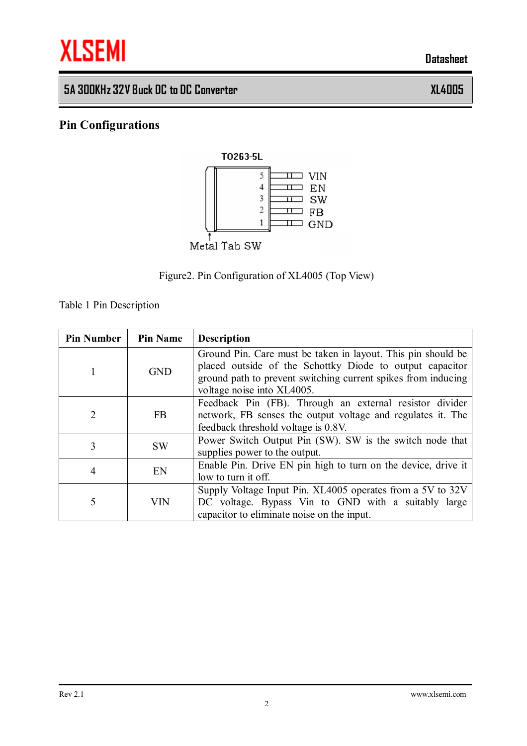## Pin Configurations

Figure2. Pin Configuration of XL4005 (Top View)

Table 1 Pin Description

| Pin Number | Pin Name | Description |
|---|---|---|
| 1 | GND | Ground Pin. Care must be taken in layout. This pin should be placed outside of the Schottky Diode to output capacitor ground path to prevent switching current spikes from inducing voltage noise into XL4005. |
| 2 | FB | Feedback Pin (FB). Through an external resistor divider network, FB senses the output voltage and regulates it. The feedback threshold voltage is 0.8V. |
| 3 | SW | Power Switch Output Pin (SW). SW is the switch node that supplies power to the output. |
| 4 | EN | Enable Pin. Drive EN pin high to turn on the device, drive it low to turn it off. |
| 5 | VIN | Supply Voltage Input Pin. XL4005 operates from a 5V to 32V DC voltage. Bypass Vin to GND with a suitably large capacitor to eliminate noise on the input. |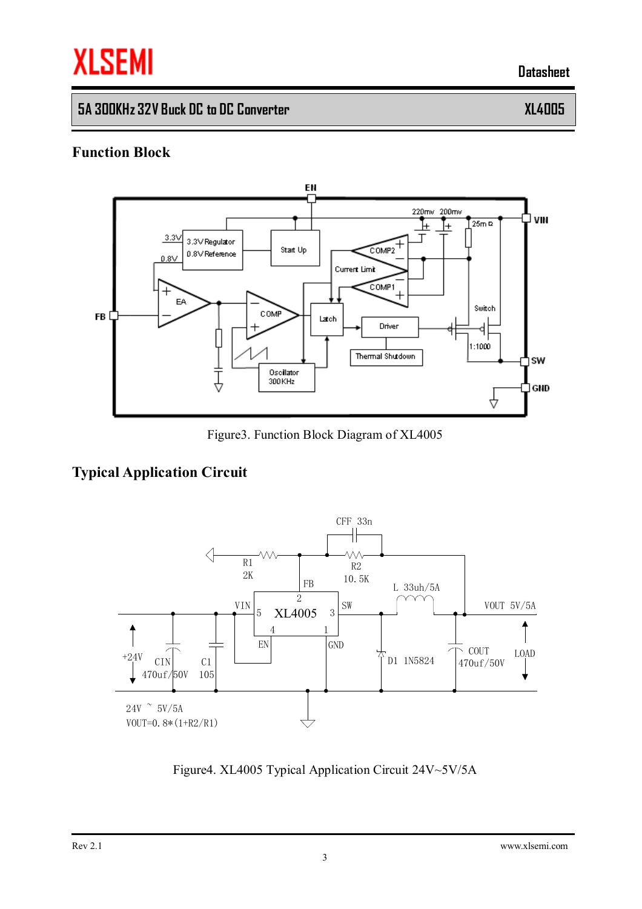## Function Block

Figure3. Function Block Diagram of XL4005

## Typical Application Circuit

Figure4. XL4005 Typical Application Circuit 24V~5V/5A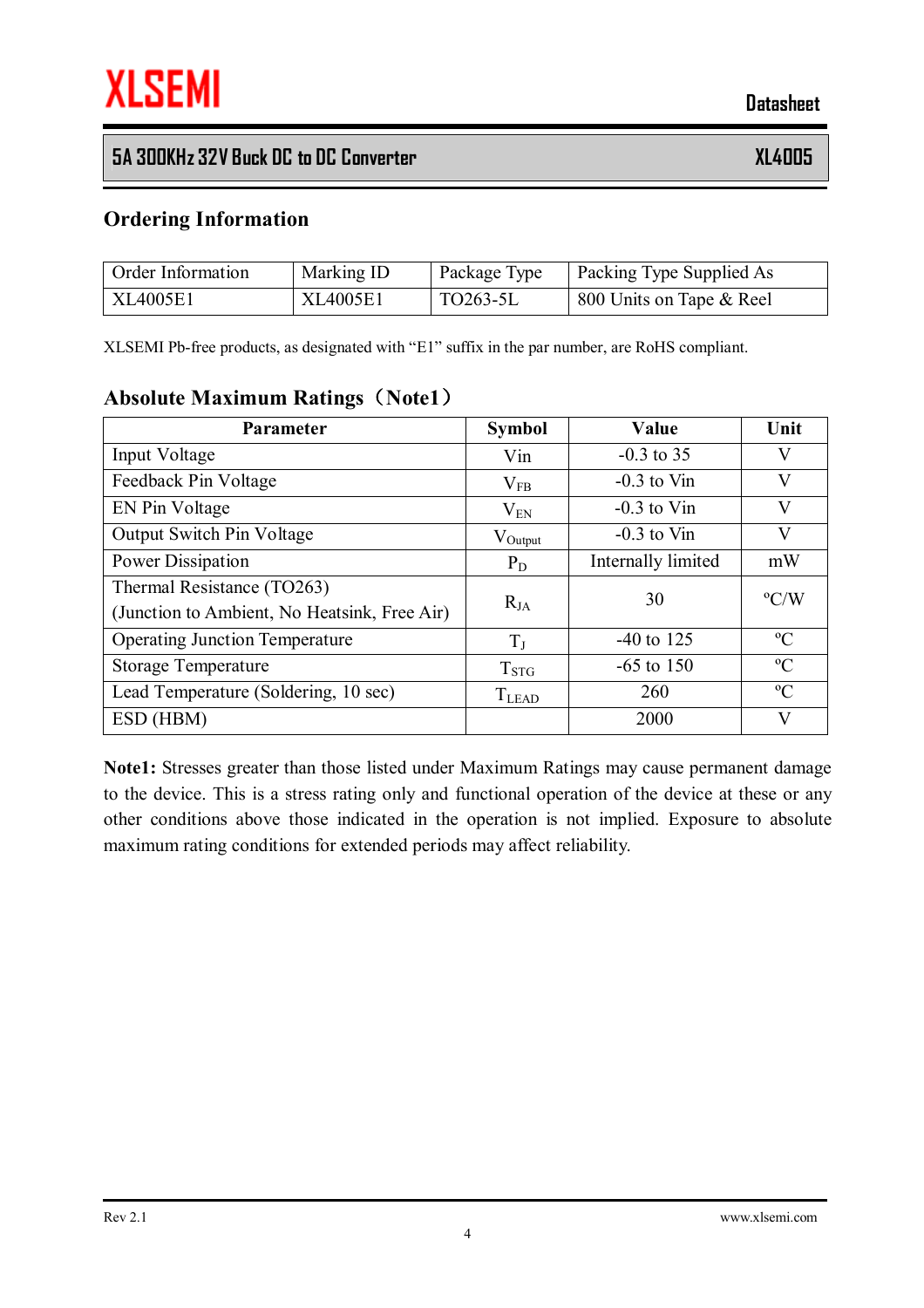## Ordering Information

| Order Information | Marking ID | Package Type | Packing Type Supplied As |
|---|---|---|---|
| XL4005E1 | XL4005E1 | TO263-5L | 800 Units on Tape & Reel |

XLSEMI Pb-free products, as designated with “E1” suffix in the par number, are RoHS compliant.

## Absolute Maximum Ratings（Note1）

| Parameter | Symbol | Value | Unit |
|---|---|---|---|
| Input Voltage | Vin | -0.3 to 35 | V |
| Feedback Pin Voltage | $V_{FB}$ | -0.3 to Vin | V |
| EN Pin Voltage | $V_{EN}$ | -0.3 to Vin | V |
| Output Switch Pin Voltage | $V_{Output}$ | -0.3 to Vin | V |
| Power Dissipation | $P_D$ | Internally limited | mW |
| Thermal Resistance (TO263) (Junction to Ambient, No Heatsink, Free Air) | $R_{JA}$ | 30 | ºC/W |
| Operating Junction Temperature | $T_J$ | -40 to 125 | ºC |
| Storage Temperature | $T_{STG}$ | -65 to 150 | ºC |
| Lead Temperature (Soldering, 10 sec) | $T_{LEAD}$ | 260 | ºC |
| ESD (HBM) | | 2000 | V |

**Note1:** Stresses greater than those listed under Maximum Ratings may cause permanent damage to the device. This is a stress rating only and functional operation of the device at these or any other conditions above those indicated in the operation is not implied. Exposure to absolute maximum rating conditions for extended periods may affect reliability.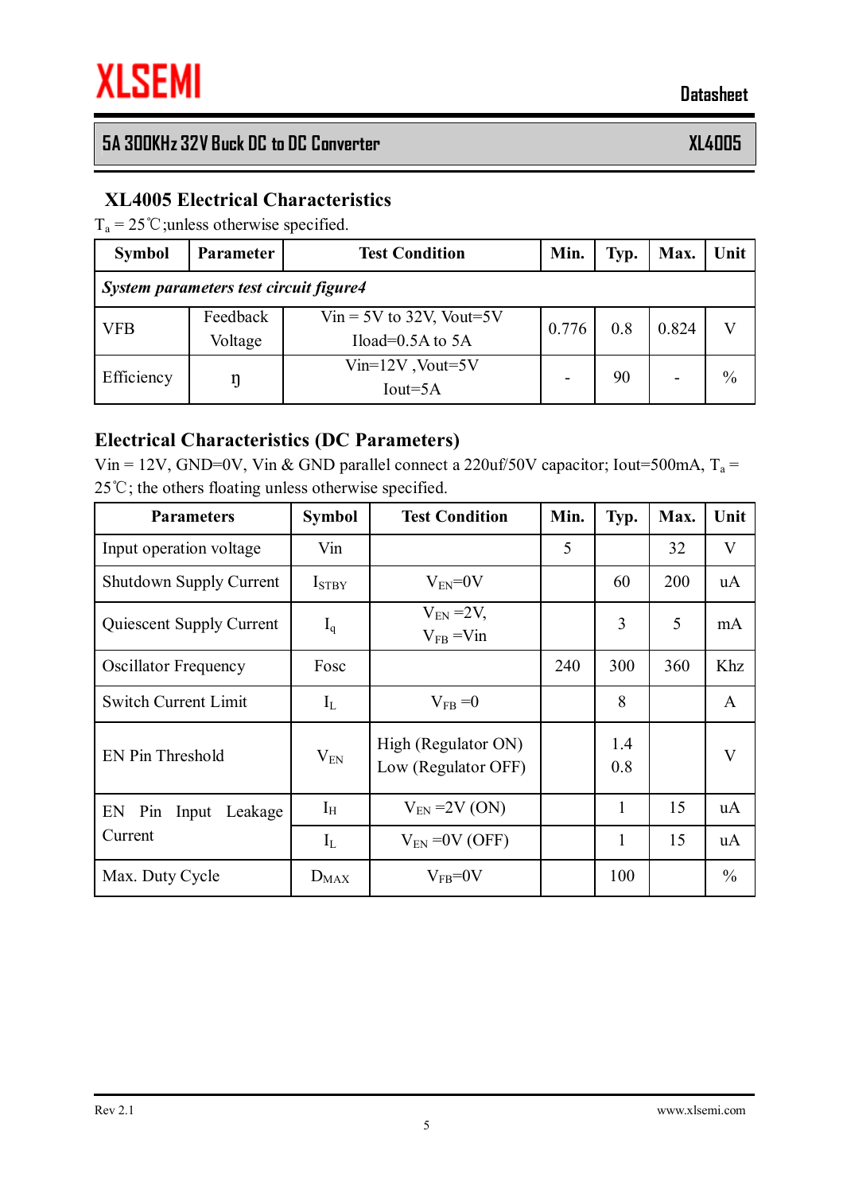## XL4005 Electrical Characteristics

$T_a$ = 25℃;unless otherwise specified.

| Symbol | Parameter | Test Condition | Min. | Typ. | Max. | Unit |
|---|---|---|---|---|---|---|
| *System parameters test circuit figure4* | | | | | | |
| VFB | Feedback Voltage | Vin = 5V to 32V, Vout=5V Iload=0.5A to 5A | 0.776 | 0.8 | 0.824 | V |
| Efficiency | ŋ | Vin=12V ,Vout=5V Iout=5A | - | 90 | - | % |

## Electrical Characteristics (DC Parameters)

Vin = 12V, GND=0V, Vin & GND parallel connect a 220uf/50V capacitor; Iout=500mA, $T_a$ = 25℃; the others floating unless otherwise specified.

| Parameters | Symbol | Test Condition | Min. | Typ. | Max. | Unit |
|---|---|---|---|---|---|---|
| Input operation voltage | Vin | | 5 | | 32 | V |
| Shutdown Supply Current | $I_{STBY}$ | $V_{EN}$=0V | | 60 | 200 | uA |
| Quiescent Supply Current | $I_q$ | $V_{EN}$ =2V, $V_{FB}$ =Vin | | 3 | 5 | mA |
| Oscillator Frequency | Fosc | | 240 | 300 | 360 | Khz |
| Switch Current Limit | $I_L$ | $V_{FB}$ =0 | | 8 | | A |
| EN Pin Threshold | $V_{EN}$ | High (Regulator ON) Low (Regulator OFF) | | 1.4 0.8 | | V |
| EN Pin Input Leakage Current | $I_H$ | $V_{EN}$ =2V (ON) | | 1 | 15 | uA |
| | $I_L$ | $V_{EN}$ =0V (OFF) | | 1 | 15 | uA |
| Max. Duty Cycle | $D_{MAX}$ | $V_{FB}$=0V | | 100 | | % |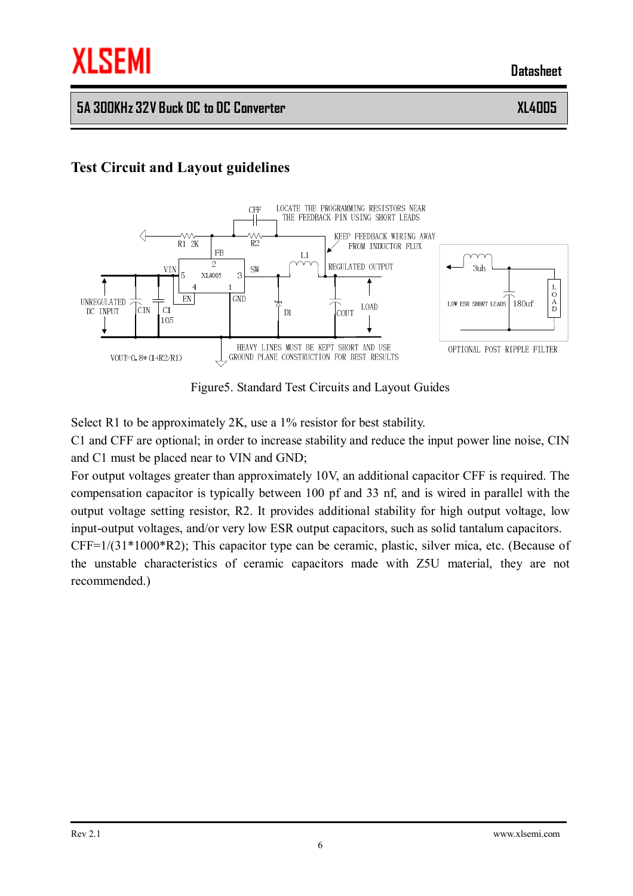## Test Circuit and Layout guidelines

Figure5. Standard Test Circuits and Layout Guides

Select R1 to be approximately 2K, use a 1% resistor for best stability.

C1 and CFF are optional; in order to increase stability and reduce the input power line noise, CIN and C1 must be placed near to VIN and GND;

For output voltages greater than approximately 10V, an additional capacitor CFF is required. The compensation capacitor is typically between 100 pf and 33 nf, and is wired in parallel with the output voltage setting resistor, R2. It provides additional stability for high output voltage, low input-output voltages, and/or very low ESR output capacitors, such as solid tantalum capacitors.

CFF=1/(31*1000*R2); This capacitor type can be ceramic, plastic, silver mica, etc. (Because of the unstable characteristics of ceramic capacitors made with Z5U material, they are not recommended.)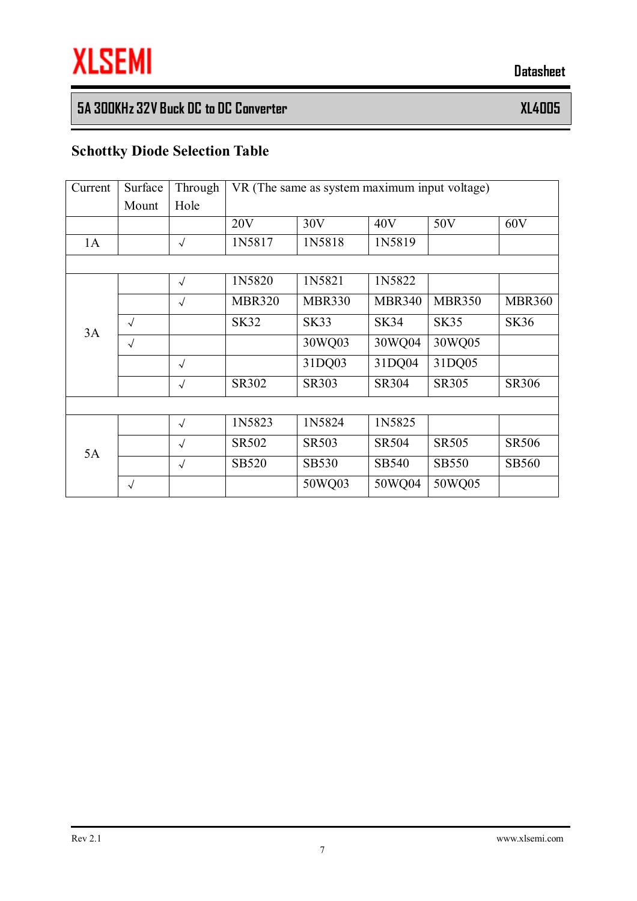## Schottky Diode Selection Table

| Current | Surface Mount | Through Hole | VR (The same as system maximum input voltage) | | | | |
|---|---|---|---|---|---|---|---|
| | | | 20V | 30V | 40V | 50V | 60V |
| 1A | | √ | 1N5817 | 1N5818 | 1N5819 | | |
| | | | | | | | |
| 3A | | √ | 1N5820 | 1N5821 | 1N5822 | | |
| | | √ | MBR320 | MBR330 | MBR340 | MBR350 | MBR360 |
| | √ | | SK32 | SK33 | SK34 | SK35 | SK36 |
| | √ | | | 30WQ03 | 30WQ04 | 30WQ05 | |
| | | √ | | 31DQ03 | 31DQ04 | 31DQ05 | |
| | | √ | SR302 | SR303 | SR304 | SR305 | SR306 |
| | | | | | | | |
| 5A | | √ | 1N5823 | 1N5824 | 1N5825 | | |
| | | √ | SR502 | SR503 | SR504 | SR505 | SR506 |
| | | √ | SB520 | SB530 | SB540 | SB550 | SB560 |
| | √ | | | 50WQ03 | 50WQ04 | 50WQ05 | |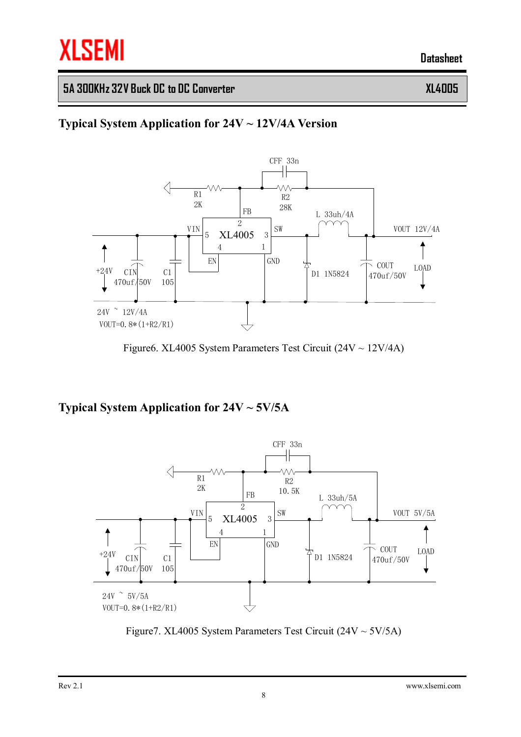## Typical System Application for 24V ~ 12V/4A Version

CFF 33n

R1 2K

R2 28K

FB

L 33uh/4A

VIN

XL4005

SW

VOUT 12V/4A

EN

GND

+24V

CIN 470uf/50V

C1 105

D1 1N5824

COUT 470uf/50V

LOAD

24V ~ 12V/4A

VOUT=0.8*(1+R2/R1)

Figure6. XL4005 System Parameters Test Circuit (24V ~ 12V/4A)

## Typical System Application for 24V ~ 5V/5A

CFF 33n

R1 2K

R2 10.5K

FB

L 33uh/5A

VIN

XL4005

SW

VOUT 5V/5A

EN

GND

+24V

CIN 470uf/50V

C1 105

D1 1N5824

COUT 470uf/50V

LOAD

24V ~ 5V/5A

VOUT=0.8*(1+R2/R1)

Figure7. XL4005 System Parameters Test Circuit (24V ~ 5V/5A)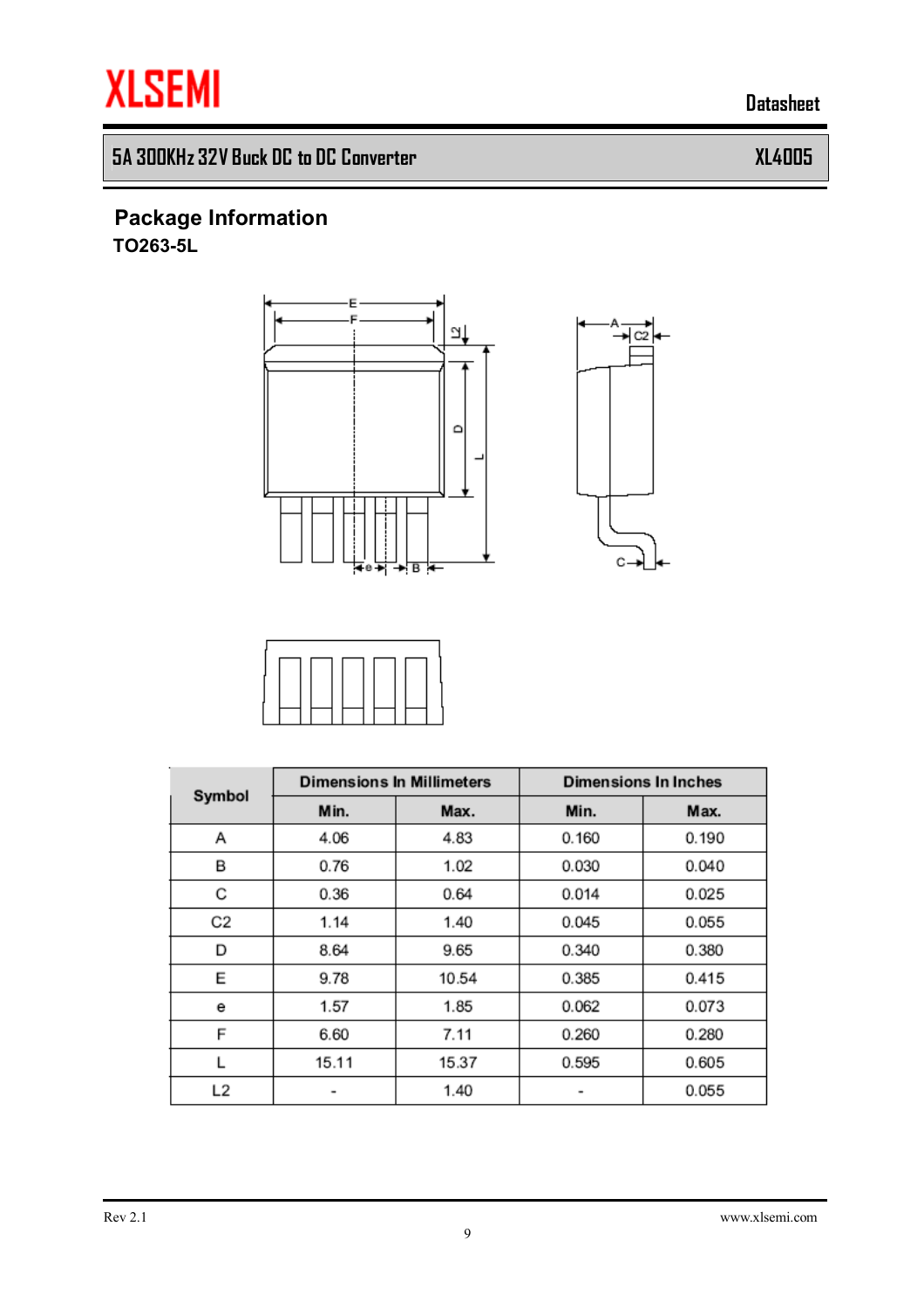## Package Information

**TO263-5L**

E
F
L2
D
L
e
B
A
C2
C

| Symbol | Dimensions In Millimeters | | Dimensions In Inches | |
|---|---|---|---|---|
| | Min. | Max. | Min. | Max. |
| A | 4.06 | 4.83 | 0.160 | 0.190 |
| B | 0.76 | 1.02 | 0.030 | 0.040 |
| C | 0.36 | 0.64 | 0.014 | 0.025 |
| C2 | 1.14 | 1.40 | 0.045 | 0.055 |
| D | 8.64 | 9.65 | 0.340 | 0.380 |
| E | 9.78 | 10.54 | 0.385 | 0.415 |
| e | 1.57 | 1.85 | 0.062 | 0.073 |
| F | 6.60 | 7.11 | 0.260 | 0.280 |
| L | 15.11 | 15.37 | 0.595 | 0.605 |
| L2 | - | 1.40 | - | 0.055 |